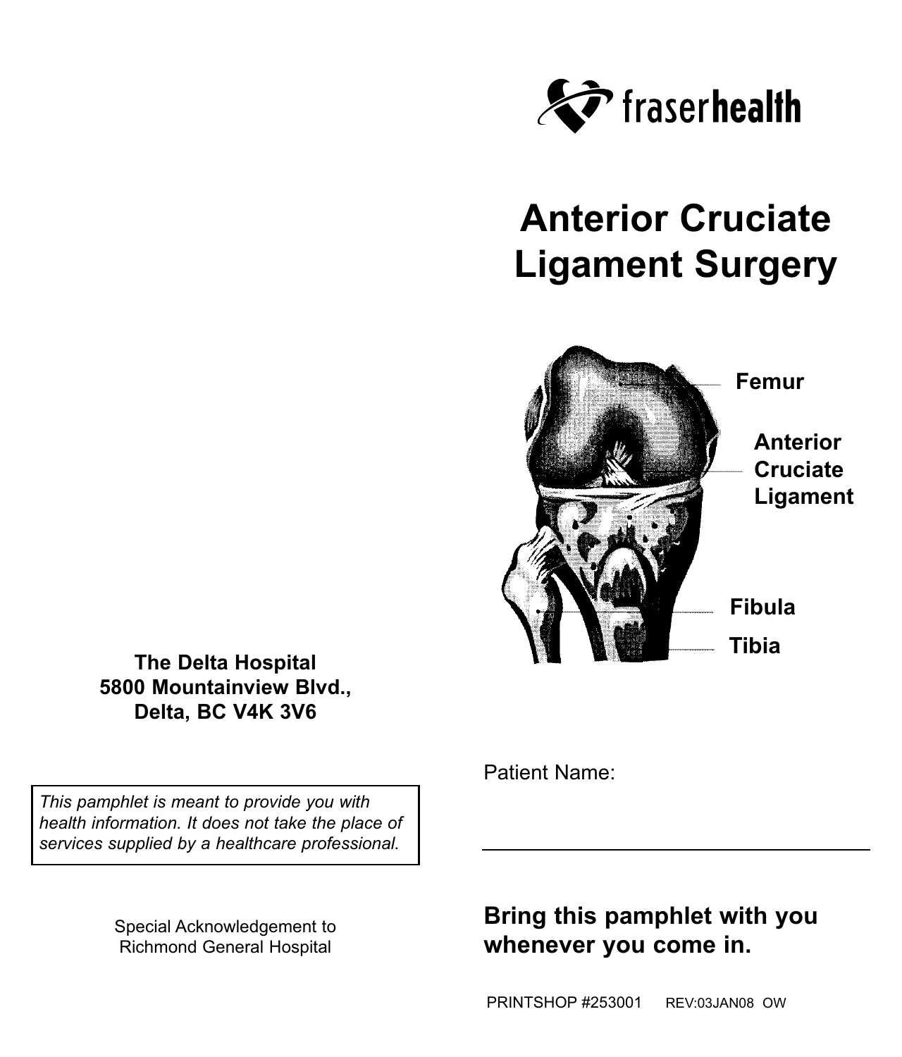fraserhealth

# Anterior Cruciate Ligament Surgery

Femur

Anterior Cruciate Ligament

Fibula

Tibia

Patient Name:

______________________________

**Bring this pamphlet with you whenever you come in.**

PRINTSHOP #253001 REV:03JAN08 OW

**The Delta Hospital**
**5800 Mountainview Blvd.,**
**Delta, BC V4K 3V6**

*This pamphlet is meant to provide you with health information. It does not take the place of services supplied by a healthcare professional.*

Special Acknowledgement to Richmond General Hospital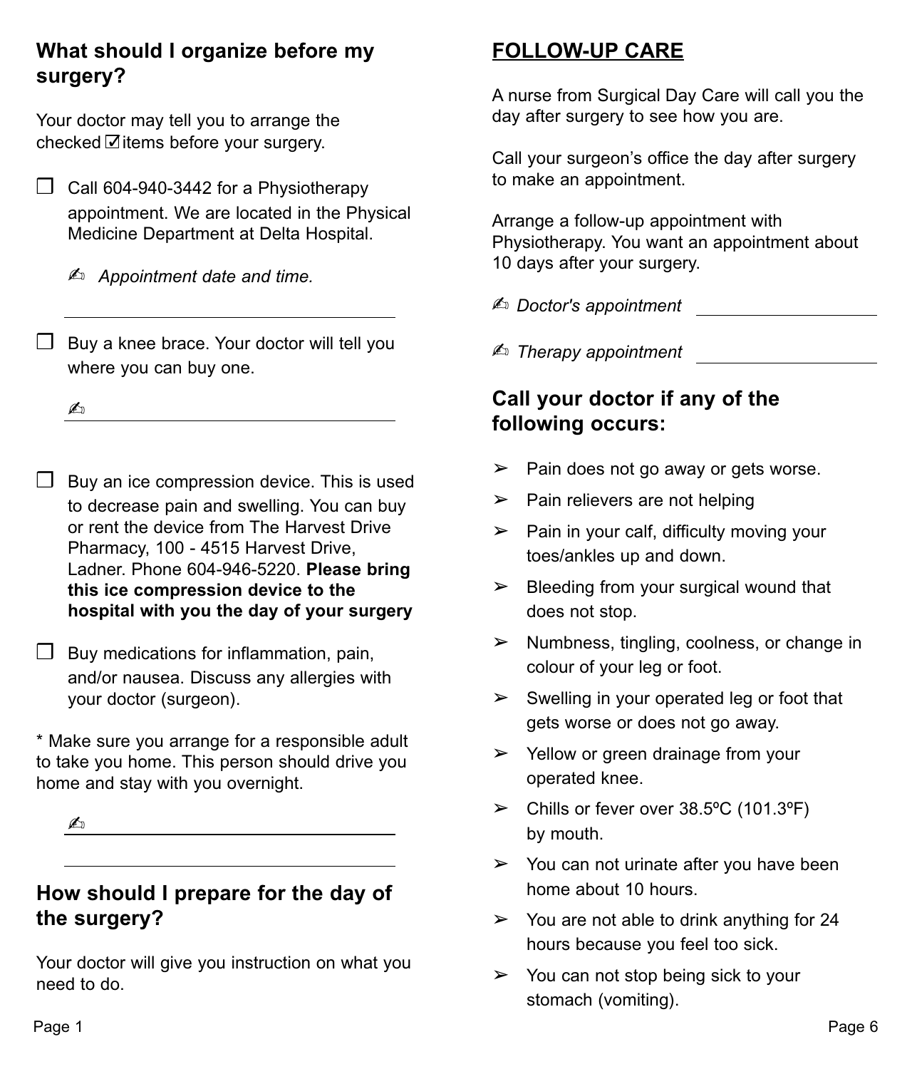## What should I organize before my surgery?

Your doctor may tell you to arrange the checked ☑ items before your surgery.

- ☐ Call 604-940-3442 for a Physiotherapy appointment. We are located in the Physical Medicine Department at Delta Hospital.

  ✍ *Appointment date and time.*

  \_\_\_\_\_\_\_\_\_\_\_\_\_\_\_\_\_\_\_\_\_\_\_\_\_\_\_\_\_\_

- ☐ Buy a knee brace. Your doctor will tell you where you can buy one.

  ✍ \_\_\_\_\_\_\_\_\_\_\_\_\_\_\_\_\_\_\_\_\_\_\_\_\_\_\_\_\_\_

- ☐ Buy an ice compression device. This is used to decrease pain and swelling. You can buy or rent the device from The Harvest Drive Pharmacy, 100 - 4515 Harvest Drive, Ladner. Phone 604-946-5220. **Please bring this ice compression device to the hospital with you the day of your surgery**

- ☐ Buy medications for inflammation, pain, and/or nausea. Discuss any allergies with your doctor (surgeon).

* Make sure you arrange for a responsible adult to take you home. This person should drive you home and stay with you overnight.

✍ \_\_\_\_\_\_\_\_\_\_\_\_\_\_\_\_\_\_\_\_\_\_\_\_\_\_\_\_\_\_

\_\_\_\_\_\_\_\_\_\_\_\_\_\_\_\_\_\_\_\_\_\_\_\_\_\_\_\_\_\_

## How should I prepare for the day of the surgery?

Your doctor will give you instruction on what you need to do.

## FOLLOW-UP CARE

A nurse from Surgical Day Care will call you the day after surgery to see how you are.

Call your surgeon's office the day after surgery to make an appointment.

Arrange a follow-up appointment with Physiotherapy. You want an appointment about 10 days after your surgery.

✍ *Doctor's appointment* \_\_\_\_\_\_\_\_\_\_\_\_\_\_\_\_\_\_\_\_

✍ *Therapy appointment* \_\_\_\_\_\_\_\_\_\_\_\_\_\_\_\_\_\_\_\_

## Call your doctor if any of the following occurs:

- Pain does not go away or gets worse.
- Pain relievers are not helping
- Pain in your calf, difficulty moving your toes/ankles up and down.
- Bleeding from your surgical wound that does not stop.
- Numbness, tingling, coolness, or change in colour of your leg or foot.
- Swelling in your operated leg or foot that gets worse or does not go away.
- Yellow or green drainage from your operated knee.
- Chills or fever over 38.5ºC (101.3ºF) by mouth.
- You can not urinate after you have been home about 10 hours.
- You are not able to drink anything for 24 hours because you feel too sick.
- You can not stop being sick to your stomach (vomiting).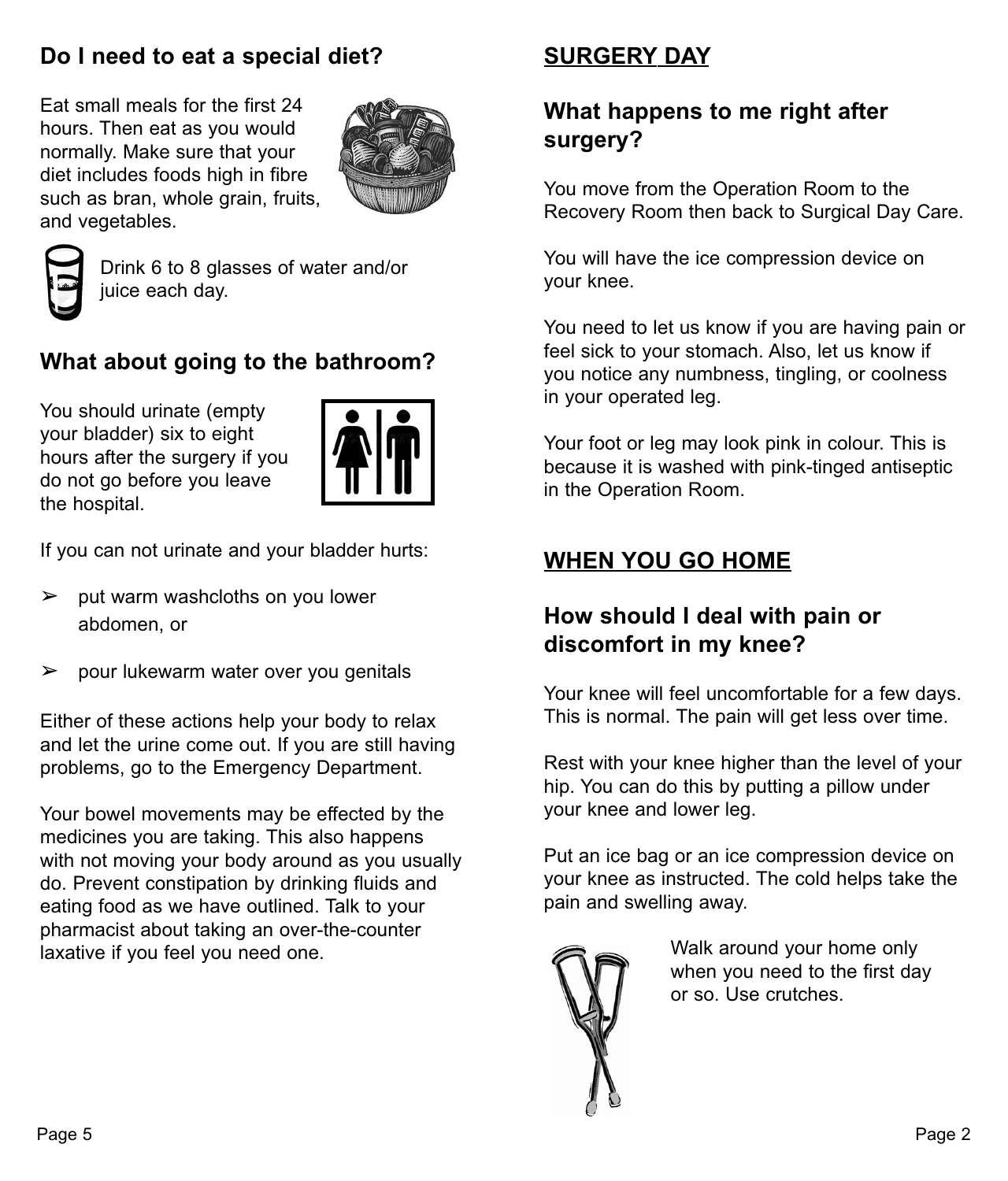## Do I need to eat a special diet?

Eat small meals for the first 24 hours. Then eat as you would normally. Make sure that your diet includes foods high in fibre such as bran, whole grain, fruits, and vegetables.

Drink 6 to 8 glasses of water and/or juice each day.

## What about going to the bathroom?

You should urinate (empty your bladder) six to eight hours after the surgery if you do not go before you leave the hospital.

If you can not urinate and your bladder hurts:

- put warm washcloths on you lower abdomen, or
- pour lukewarm water over you genitals

Either of these actions help your body to relax and let the urine come out. If you are still having problems, go to the Emergency Department.

Your bowel movements may be effected by the medicines you are taking. This also happens with not moving your body around as you usually do. Prevent constipation by drinking fluids and eating food as we have outlined. Talk to your pharmacist about taking an over-the-counter laxative if you feel you need one.

# SURGERY DAY

## What happens to me right after surgery?

You move from the Operation Room to the Recovery Room then back to Surgical Day Care.

You will have the ice compression device on your knee.

You need to let us know if you are having pain or feel sick to your stomach. Also, let us know if you notice any numbness, tingling, or coolness in your operated leg.

Your foot or leg may look pink in colour. This is because it is washed with pink-tinged antiseptic in the Operation Room.

# WHEN YOU GO HOME

## How should I deal with pain or discomfort in my knee?

Your knee will feel uncomfortable for a few days. This is normal. The pain will get less over time.

Rest with your knee higher than the level of your hip. You can do this by putting a pillow under your knee and lower leg.

Put an ice bag or an ice compression device on your knee as instructed. The cold helps take the pain and swelling away.

Walk around your home only when you need to the first day or so. Use crutches.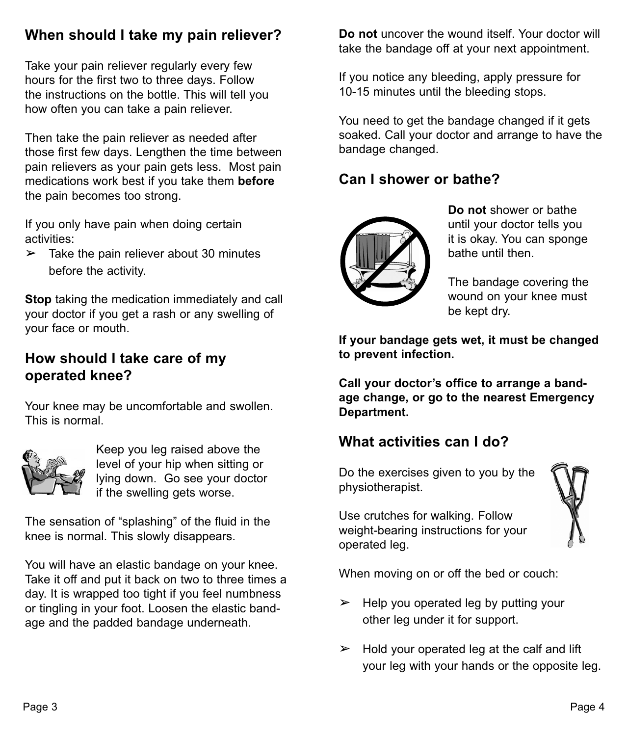## When should I take my pain reliever?

Take your pain reliever regularly every few hours for the first two to three days. Follow the instructions on the bottle. This will tell you how often you can take a pain reliever.

Then take the pain reliever as needed after those first few days. Lengthen the time between pain relievers as your pain gets less. Most pain medications work best if you take them **before** the pain becomes too strong.

If you only have pain when doing certain activities:

- ➢ Take the pain reliever about 30 minutes before the activity.

**Stop** taking the medication immediately and call your doctor if you get a rash or any swelling of your face or mouth.

## How should I take care of my operated knee?

Your knee may be uncomfortable and swollen. This is normal.

Keep you leg raised above the level of your hip when sitting or lying down. Go see your doctor if the swelling gets worse.

The sensation of "splashing" of the fluid in the knee is normal. This slowly disappears.

You will have an elastic bandage on your knee. Take it off and put it back on two to three times a day. It is wrapped too tight if you feel numbness or tingling in your foot. Loosen the elastic bandage and the padded bandage underneath.

**Do not** uncover the wound itself. Your doctor will take the bandage off at your next appointment.

If you notice any bleeding, apply pressure for 10-15 minutes until the bleeding stops.

You need to get the bandage changed if it gets soaked. Call your doctor and arrange to have the bandage changed.

## Can I shower or bathe?

**Do not** shower or bathe until your doctor tells you it is okay. You can sponge bathe until then.

The bandage covering the wound on your knee must be kept dry.

**If your bandage gets wet, it must be changed to prevent infection.**

**Call your doctor's office to arrange a bandage change, or go to the nearest Emergency Department.**

## What activities can I do?

Do the exercises given to you by the physiotherapist.

Use crutches for walking. Follow weight-bearing instructions for your operated leg.

When moving on or off the bed or couch:

- ➢ Help you operated leg by putting your other leg under it for support.
- ➢ Hold your operated leg at the calf and lift your leg with your hands or the opposite leg.